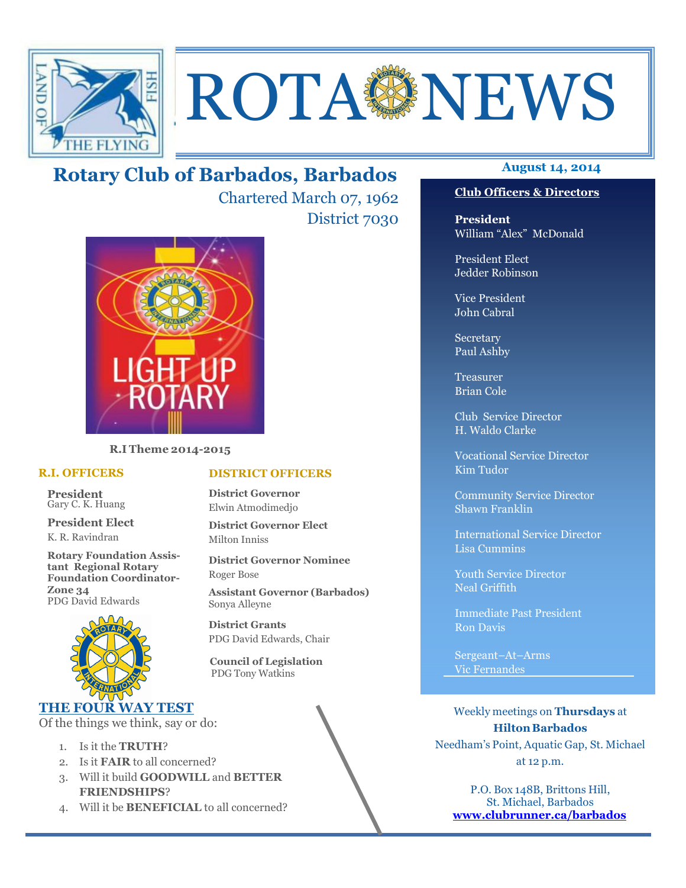# ROTA NEWS

## Rotary Club of Barbados, Barbados

Chartered March 07, 1962

District 7030

**August 14, 2014**

LIGHT UP ROTARY

**R.I Theme 2014-2015**

### R.I. OFFICERS

**President**
Gary C. K. Huang

**President Elect**
K. R. Ravindran

**Rotary Foundation Assistant Regional Rotary Foundation Coordinator-Zone 34**
PDG David Edwards

### DISTRICT OFFICERS

**District Governor**
Elwin Atmodimedjo

**District Governor Elect**
Milton Inniss

**District Governor Nominee**
Roger Bose

**Assistant Governor (Barbados)**
Sonya Alleyne

**District Grants**
PDG David Edwards, Chair

**Council of Legislation**
PDG Tony Watkins

### Club Officers & Directors

**President**
William "Alex" McDonald

President Elect
Jedder Robinson

Vice President
John Cabral

Secretary
Paul Ashby

Treasurer
Brian Cole

Club Service Director
H. Waldo Clarke

Vocational Service Director
Kim Tudor

Community Service Director
Shawn Franklin

International Service Director
Lisa Cummins

Youth Service Director
Neal Griffith

Immediate Past President
Ron Davis

Sergeant–At–Arms
Vic Fernandes

### THE FOUR WAY TEST

Of the things we think, say or do:

1. Is it the **TRUTH**?
2. Is it **FAIR** to all concerned?
3. Will it build **GOODWILL** and **BETTER FRIENDSHIPS**?
4. Will it be **BENEFICIAL** to all concerned?

Weekly meetings on **Thursdays** at **Hilton Barbados**
Needham's Point, Aquatic Gap, St. Michael
at 12 p.m.

P.O. Box 148B, Brittons Hill,
St. Michael, Barbados
**www.clubrunner.ca/barbados**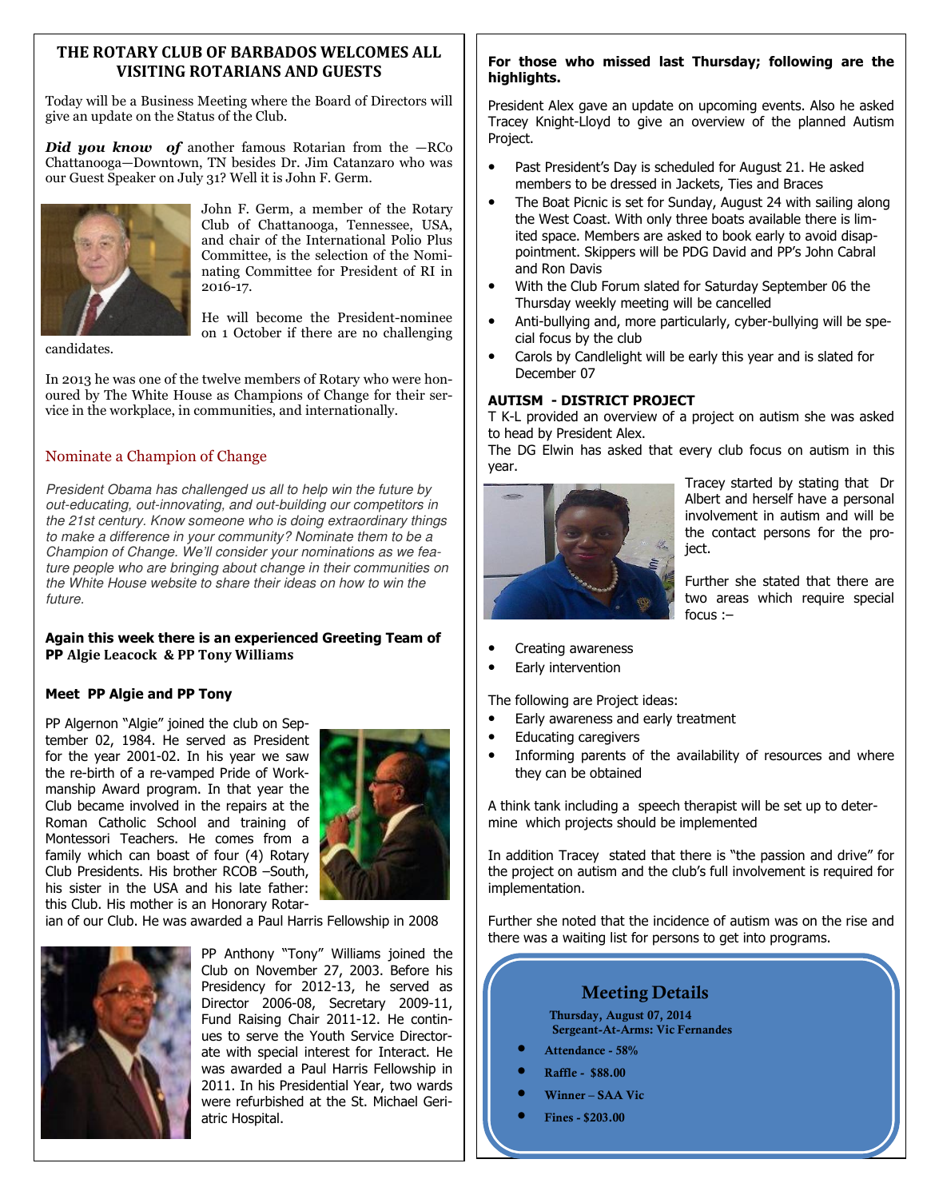## THE ROTARY CLUB OF BARBADOS WELCOMES ALL VISITING ROTARIANS AND GUESTS

Today will be a Business Meeting where the Board of Directors will give an update on the Status of the Club.

***Did you know of*** another famous Rotarian from the —RCo Chattanooga—Downtown, TN besides Dr. Jim Catanzaro who was our Guest Speaker on July 31? Well it is John F. Germ.

John F. Germ, a member of the Rotary Club of Chattanooga, Tennessee, USA, and chair of the International Polio Plus Committee, is the selection of the Nominating Committee for President of RI in 2016-17.

He will become the President-nominee on 1 October if there are no challenging candidates.

In 2013 he was one of the twelve members of Rotary who were honoured by The White House as Champions of Change for their service in the workplace, in communities, and internationally.

### Nominate a Champion of Change

*President Obama has challenged us all to help win the future by out-educating, out-innovating, and out-building our competitors in the 21st century. Know someone who is doing extraordinary things to make a difference in your community? Nominate them to be a Champion of Change. We'll consider your nominations as we feature people who are bringing about change in their communities on the White House website to share their ideas on how to win the future.*

**Again this week there is an experienced Greeting Team of PP Algie Leacock & PP Tony Williams**

**Meet PP Algie and PP Tony**

PP Algernon "Algie" joined the club on September 02, 1984. He served as President for the year 2001-02. In his year we saw the re-birth of a re-vamped Pride of Workmanship Award program. In that year the Club became involved in the repairs at the Roman Catholic School and training of Montessori Teachers. He comes from a family which can boast of four (4) Rotary Club Presidents. His brother RCOB –South, his sister in the USA and his late father: this Club. His mother is an Honorary Rotarian of our Club. He was awarded a Paul Harris Fellowship in 2008

PP Anthony "Tony" Williams joined the Club on November 27, 2003. Before his Presidency for 2012-13, he served as Director 2006-08, Secretary 2009-11, Fund Raising Chair 2011-12. He continues to serve the Youth Service Directorate with special interest for Interact. He was awarded a Paul Harris Fellowship in 2011. In his Presidential Year, two wards were refurbished at the St. Michael Geriatric Hospital.

**For those who missed last Thursday; following are the highlights.**

President Alex gave an update on upcoming events. Also he asked Tracey Knight-Lloyd to give an overview of the planned Autism Project.

- Past President's Day is scheduled for August 21. He asked members to be dressed in Jackets, Ties and Braces
- The Boat Picnic is set for Sunday, August 24 with sailing along the West Coast. With only three boats available there is limited space. Members are asked to book early to avoid disappointment. Skippers will be PDG David and PP's John Cabral and Ron Davis
- With the Club Forum slated for Saturday September 06 the Thursday weekly meeting will be cancelled
- Anti-bullying and, more particularly, cyber-bullying will be special focus by the club
- Carols by Candlelight will be early this year and is slated for December 07

**AUTISM - DISTRICT PROJECT**

T K-L provided an overview of a project on autism she was asked to head by President Alex.
The DG Elwin has asked that every club focus on autism in this year.

Tracey started by stating that Dr Albert and herself have a personal involvement in autism and will be the contact persons for the project.

Further she stated that there are two areas which require special focus :–

- Creating awareness
- Early intervention

The following are Project ideas:

- Early awareness and early treatment
- Educating caregivers
- Informing parents of the availability of resources and where they can be obtained

A think tank including a speech therapist will be set up to determine which projects should be implemented

In addition Tracey stated that there is "the passion and drive" for the project on autism and the club's full involvement is required for implementation.

Further she noted that the incidence of autism was on the rise and there was a waiting list for persons to get into programs.

### Meeting Details

**Thursday, August 07, 2014**
**Sergeant-At-Arms: Vic Fernandes**

- **Attendance - 58%**
- **Raffle - $88.00**
- **Winner – SAA Vic**
- **Fines - $203.00**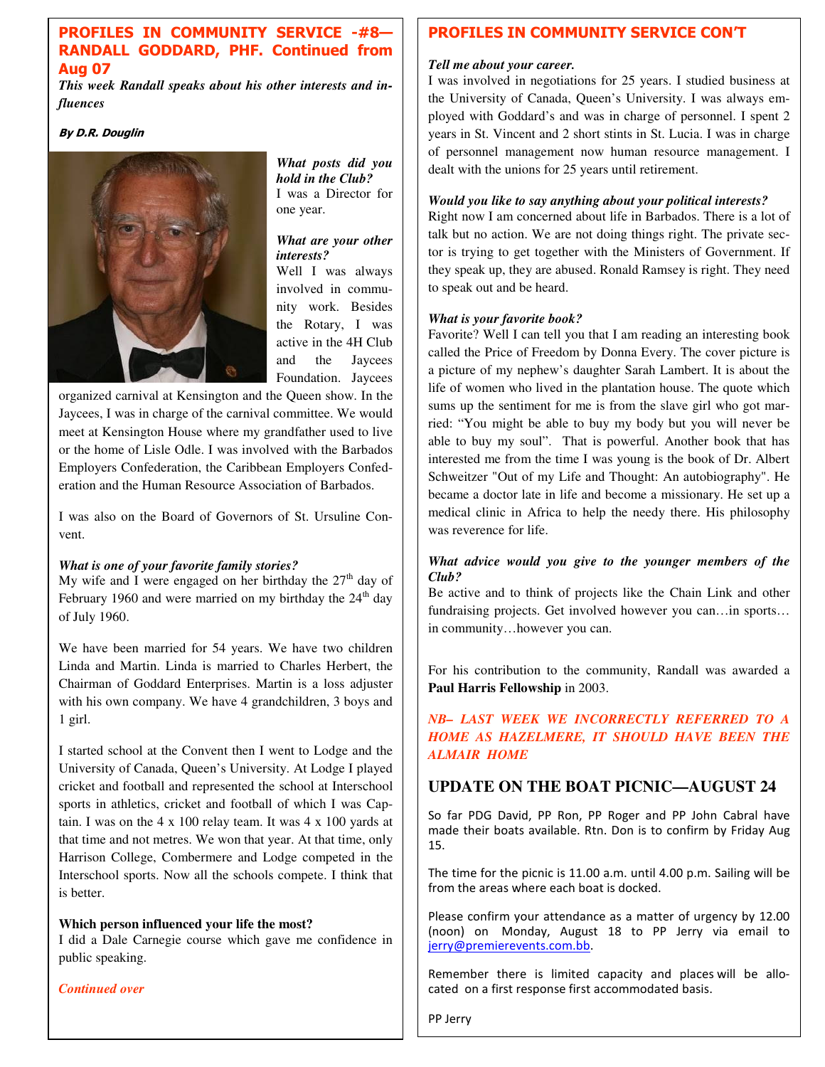## PROFILES IN COMMUNITY SERVICE -#8— RANDALL GODDARD, PHF. Continued from Aug 07

***This week Randall speaks about his other interests and influences***

***By D.R. Douglin***

***What posts did you hold in the Club?***

I was a Director for one year.

***What are your other interests?***

Well I was always involved in community work. Besides the Rotary, I was active in the 4H Club and the Jaycees Foundation. Jaycees organized carnival at Kensington and the Queen show. In the Jaycees, I was in charge of the carnival committee. We would meet at Kensington House where my grandfather used to live or the home of Lisle Odle. I was involved with the Barbados Employers Confederation, the Caribbean Employers Confederation and the Human Resource Association of Barbados.

I was also on the Board of Governors of St. Ursuline Convent.

***What is one of your favorite family stories?***

My wife and I were engaged on her birthday the 27th day of February 1960 and were married on my birthday the 24th day of July 1960.

We have been married for 54 years. We have two children Linda and Martin. Linda is married to Charles Herbert, the Chairman of Goddard Enterprises. Martin is a loss adjuster with his own company. We have 4 grandchildren, 3 boys and 1 girl.

I started school at the Convent then I went to Lodge and the University of Canada, Queen's University. At Lodge I played cricket and football and represented the school at Interschool sports in athletics, cricket and football of which I was Captain. I was on the 4 x 100 relay team. It was 4 x 100 yards at that time and not metres. We won that year. At that time, only Harrison College, Combermere and Lodge competed in the Interschool sports. Now all the schools compete. I think that is better.

**Which person influenced your life the most?**

I did a Dale Carnegie course which gave me confidence in public speaking.

*Continued over*

## PROFILES IN COMMUNITY SERVICE CON'T

***Tell me about your career.***

I was involved in negotiations for 25 years. I studied business at the University of Canada, Queen's University. I was always employed with Goddard's and was in charge of personnel. I spent 2 years in St. Vincent and 2 short stints in St. Lucia. I was in charge of personnel management now human resource management. I dealt with the unions for 25 years until retirement.

***Would you like to say anything about your political interests?***

Right now I am concerned about life in Barbados. There is a lot of talk but no action. We are not doing things right. The private sector is trying to get together with the Ministers of Government. If they speak up, they are abused. Ronald Ramsey is right. They need to speak out and be heard.

***What is your favorite book?***

Favorite? Well I can tell you that I am reading an interesting book called the Price of Freedom by Donna Every. The cover picture is a picture of my nephew's daughter Sarah Lambert. It is about the life of women who lived in the plantation house. The quote which sums up the sentiment for me is from the slave girl who got married: "You might be able to buy my body but you will never be able to buy my soul". That is powerful. Another book that has interested me from the time I was young is the book of Dr. Albert Schweitzer "Out of my Life and Thought: An autobiography". He became a doctor late in life and become a missionary. He set up a medical clinic in Africa to help the needy there. His philosophy was reverence for life.

***What advice would you give to the younger members of the Club?***

Be active and to think of projects like the Chain Link and other fundraising projects. Get involved however you can…in sports…in community…however you can.

For his contribution to the community, Randall was awarded a **Paul Harris Fellowship** in 2003.

***NB– LAST WEEK WE INCORRECTLY REFERRED TO A HOME AS HAZELMERE, IT SHOULD HAVE BEEN THE ALMAIR HOME***

## UPDATE ON THE BOAT PICNIC—AUGUST 24

So far PDG David, PP Ron, PP Roger and PP John Cabral have made their boats available. Rtn. Don is to confirm by Friday Aug 15.

The time for the picnic is 11.00 a.m. until 4.00 p.m. Sailing will be from the areas where each boat is docked.

Please confirm your attendance as a matter of urgency by 12.00 (noon) on Monday, August 18 to PP Jerry via email to jerry@premierevents.com.bb.

Remember there is limited capacity and places will be allocated on a first response first accommodated basis.

PP Jerry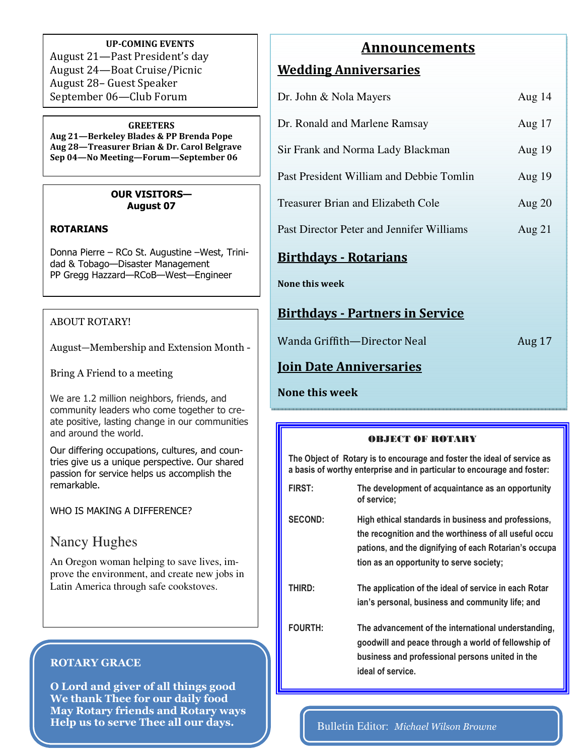**UP-COMING EVENTS**

August 21—Past President's day
August 24—Boat Cruise/Picnic
August 28– Guest Speaker
September 06—Club Forum

**GREETERS**

**Aug 21—Berkeley Blades & PP Brenda Pope**
**Aug 28—Treasurer Brian & Dr. Carol Belgrave**
**Sep 04—No Meeting—Forum—September 06**

**OUR VISITORS— August 07**

**ROTARIANS**

Donna Pierre – RCo St. Augustine –West, Trinidad & Tobago—Disaster Management
PP Gregg Hazzard—RCoB—West—Engineer

ABOUT ROTARY!

August—Membership and Extension Month -

Bring A Friend to a meeting

We are 1.2 million neighbors, friends, and community leaders who come together to create positive, lasting change in our communities and around the world.

Our differing occupations, cultures, and countries give us a unique perspective. Our shared passion for service helps us accomplish the remarkable.

WHO IS MAKING A DIFFERENCE?

Nancy Hughes

An Oregon woman helping to save lives, improve the environment, and create new jobs in Latin America through safe cookstoves.

**ROTARY GRACE**

**O Lord and giver of all things good**
**We thank Thee for our daily food**
**May Rotary friends and Rotary ways**
**Help us to serve Thee all our days.**

# Announcements

## Wedding Anniversaries

| | |
|---|---|
| Dr. John & Nola Mayers | Aug 14 |
| Dr. Ronald and Marlene Ramsay | Aug 17 |
| Sir Frank and Norma Lady Blackman | Aug 19 |
| Past President William and Debbie Tomlin | Aug 19 |
| Treasurer Brian and Elizabeth Cole | Aug 20 |
| Past Director Peter and Jennifer Williams | Aug 21 |

## Birthdays - Rotarians

**None this week**

## Birthdays - Partners in Service

| | |
|---|---|
| Wanda Griffith—Director Neal | Aug 17 |

## Join Date Anniversaries

**None this week**

**OBJECT OF ROTARY**

**The Object of Rotary is to encourage and foster the ideal of service as a basis of worthy enterprise and in particular to encourage and foster:**

**FIRST:** **The development of acquaintance as an opportunity of service;**

**SECOND:** **High ethical standards in business and professions, the recognition and the worthiness of all useful occupations, and the dignifying of each Rotarian's occupation as an opportunity to serve society;**

**THIRD:** **The application of the ideal of service in each Rotarian's personal, business and community life; and**

**FOURTH:** **The advancement of the international understanding, goodwill and peace through a world of fellowship of business and professional persons united in the ideal of service.**

Bulletin Editor: *Michael Wilson Browne*